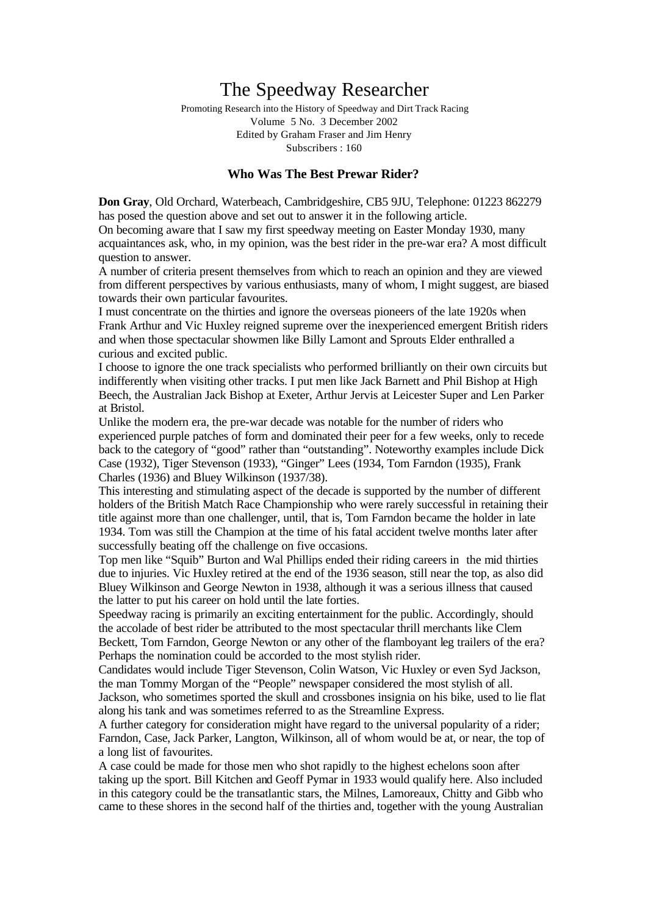# The Speedway Researcher

Promoting Research into the History of Speedway and Dirt Track Racing
Volume 5 No. 3 December 2002
Edited by Graham Fraser and Jim Henry
Subscribers : 160

### Who Was The Best Prewar Rider?

**Don Gray**, Old Orchard, Waterbeach, Cambridgeshire, CB5 9JU, Telephone: 01223 862279 has posed the question above and set out to answer it in the following article.

On becoming aware that I saw my first speedway meeting on Easter Monday 1930, many acquaintances ask, who, in my opinion, was the best rider in the pre-war era? A most difficult question to answer.

A number of criteria present themselves from which to reach an opinion and they are viewed from different perspectives by various enthusiasts, many of whom, I might suggest, are biased towards their own particular favourites.

I must concentrate on the thirties and ignore the overseas pioneers of the late 1920s when Frank Arthur and Vic Huxley reigned supreme over the inexperienced emergent British riders and when those spectacular showmen like Billy Lamont and Sprouts Elder enthralled a curious and excited public.

I choose to ignore the one track specialists who performed brilliantly on their own circuits but indifferently when visiting other tracks. I put men like Jack Barnett and Phil Bishop at High Beech, the Australian Jack Bishop at Exeter, Arthur Jervis at Leicester Super and Len Parker at Bristol.

Unlike the modern era, the pre-war decade was notable for the number of riders who experienced purple patches of form and dominated their peer for a few weeks, only to recede back to the category of "good" rather than "outstanding". Noteworthy examples include Dick Case (1932), Tiger Stevenson (1933), "Ginger" Lees (1934, Tom Farndon (1935), Frank Charles (1936) and Bluey Wilkinson (1937/38).

This interesting and stimulating aspect of the decade is supported by the number of different holders of the British Match Race Championship who were rarely successful in retaining their title against more than one challenger, until, that is, Tom Farndon became the holder in late 1934. Tom was still the Champion at the time of his fatal accident twelve months later after successfully beating off the challenge on five occasions.

Top men like "Squib" Burton and Wal Phillips ended their riding careers in the mid thirties due to injuries. Vic Huxley retired at the end of the 1936 season, still near the top, as also did Bluey Wilkinson and George Newton in 1938, although it was a serious illness that caused the latter to put his career on hold until the late forties.

Speedway racing is primarily an exciting entertainment for the public. Accordingly, should the accolade of best rider be attributed to the most spectacular thrill merchants like Clem Beckett, Tom Farndon, George Newton or any other of the flamboyant leg trailers of the era? Perhaps the nomination could be accorded to the most stylish rider.

Candidates would include Tiger Stevenson, Colin Watson, Vic Huxley or even Syd Jackson, the man Tommy Morgan of the "People" newspaper considered the most stylish of all. Jackson, who sometimes sported the skull and crossbones insignia on his bike, used to lie flat along his tank and was sometimes referred to as the Streamline Express.

A further category for consideration might have regard to the universal popularity of a rider; Farndon, Case, Jack Parker, Langton, Wilkinson, all of whom would be at, or near, the top of a long list of favourites.

A case could be made for those men who shot rapidly to the highest echelons soon after taking up the sport. Bill Kitchen and Geoff Pymar in 1933 would qualify here. Also included in this category could be the transatlantic stars, the Milnes, Lamoreaux, Chitty and Gibb who came to these shores in the second half of the thirties and, together with the young Australian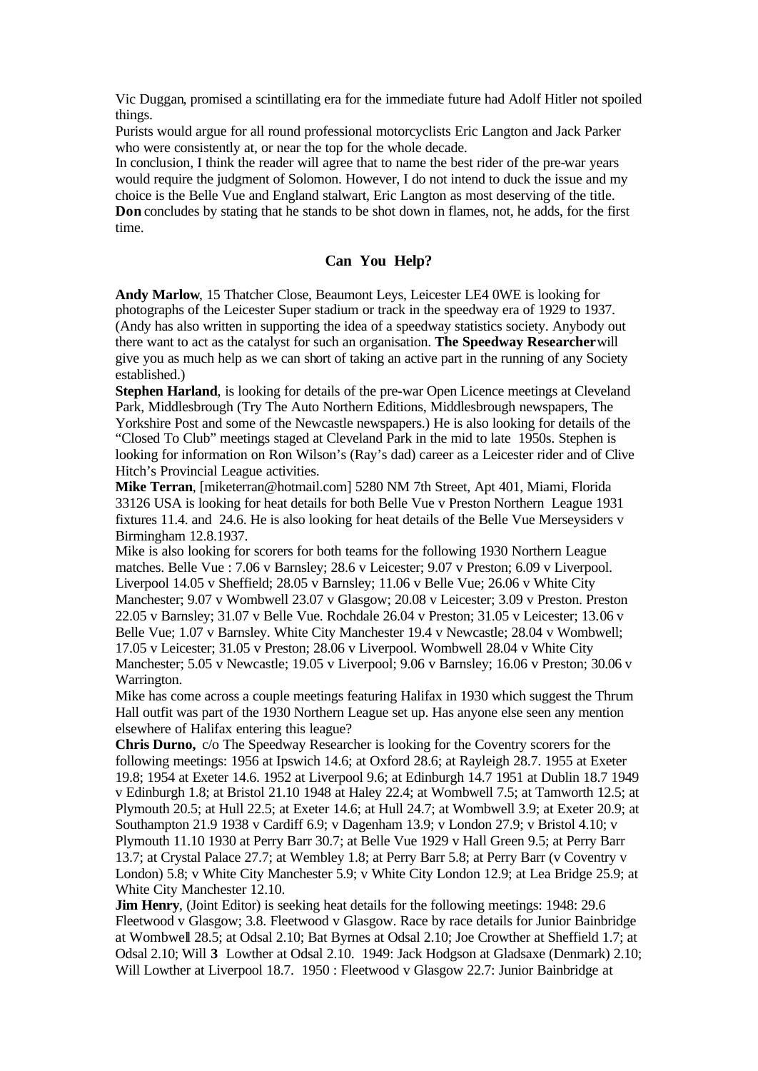Vic Duggan, promised a scintillating era for the immediate future had Adolf Hitler not spoiled things.

Purists would argue for all round professional motorcyclists Eric Langton and Jack Parker who were consistently at, or near the top for the whole decade.

In conclusion, I think the reader will agree that to name the best rider of the pre-war years would require the judgment of Solomon. However, I do not intend to duck the issue and my choice is the Belle Vue and England stalwart, Eric Langton as most deserving of the title.

**Don** concludes by stating that he stands to be shot down in flames, not, he adds, for the first time.

## Can You Help?

**Andy Marlow**, 15 Thatcher Close, Beaumont Leys, Leicester LE4 0WE is looking for photographs of the Leicester Super stadium or track in the speedway era of 1929 to 1937. (Andy has also written in supporting the idea of a speedway statistics society. Anybody out there want to act as the catalyst for such an organisation. **The Speedway Researcher** will give you as much help as we can short of taking an active part in the running of any Society established.)

**Stephen Harland**, is looking for details of the pre-war Open Licence meetings at Cleveland Park, Middlesbrough (Try The Auto Northern Editions, Middlesbrough newspapers, The Yorkshire Post and some of the Newcastle newspapers.) He is also looking for details of the "Closed To Club" meetings staged at Cleveland Park in the mid to late 1950s. Stephen is looking for information on Ron Wilson's (Ray's dad) career as a Leicester rider and of Clive Hitch's Provincial League activities.

**Mike Terran**, [miketerran@hotmail.com] 5280 NM 7th Street, Apt 401, Miami, Florida 33126 USA is looking for heat details for both Belle Vue v Preston Northern League 1931 fixtures 11.4. and 24.6. He is also looking for heat details of the Belle Vue Merseysiders v Birmingham 12.8.1937.

Mike is also looking for scorers for both teams for the following 1930 Northern League matches. Belle Vue : 7.06 v Barnsley; 28.6 v Leicester; 9.07 v Preston; 6.09 v Liverpool. Liverpool 14.05 v Sheffield; 28.05 v Barnsley; 11.06 v Belle Vue; 26.06 v White City Manchester; 9.07 v Wombwell 23.07 v Glasgow; 20.08 v Leicester; 3.09 v Preston. Preston 22.05 v Barnsley; 31.07 v Belle Vue. Rochdale 26.04 v Preston; 31.05 v Leicester; 13.06 v Belle Vue; 1.07 v Barnsley. White City Manchester 19.4 v Newcastle; 28.04 v Wombwell; 17.05 v Leicester; 31.05 v Preston; 28.06 v Liverpool. Wombwell 28.04 v White City Manchester; 5.05 v Newcastle; 19.05 v Liverpool; 9.06 v Barnsley; 16.06 v Preston; 30.06 v Warrington.

Mike has come across a couple meetings featuring Halifax in 1930 which suggest the Thrum Hall outfit was part of the 1930 Northern League set up. Has anyone else seen any mention elsewhere of Halifax entering this league?

**Chris Durno,** c/o The Speedway Researcher is looking for the Coventry scorers for the following meetings: 1956 at Ipswich 14.6; at Oxford 28.6; at Rayleigh 28.7. 1955 at Exeter 19.8; 1954 at Exeter 14.6. 1952 at Liverpool 9.6; at Edinburgh 14.7 1951 at Dublin 18.7 1949 v Edinburgh 1.8; at Bristol 21.10 1948 at Haley 22.4; at Wombwell 7.5; at Tamworth 12.5; at Plymouth 20.5; at Hull 22.5; at Exeter 14.6; at Hull 24.7; at Wombwell 3.9; at Exeter 20.9; at Southampton 21.9 1938 v Cardiff 6.9; v Dagenham 13.9; v London 27.9; v Bristol 4.10; v Plymouth 11.10 1930 at Perry Barr 30.7; at Belle Vue 1929 v Hall Green 9.5; at Perry Barr 13.7; at Crystal Palace 27.7; at Wembley 1.8; at Perry Barr 5.8; at Perry Barr (v Coventry v London) 5.8; v White City Manchester 5.9; v White City London 12.9; at Lea Bridge 25.9; at White City Manchester 12.10.

**Jim Henry**, (Joint Editor) is seeking heat details for the following meetings: 1948: 29.6 Fleetwood v Glasgow; 3.8. Fleetwood v Glasgow. Race by race details for Junior Bainbridge at Wombwell 28.5; at Odsal 2.10; Bat Byrnes at Odsal 2.10; Joe Crowther at Sheffield 1.7; at Odsal 2.10; Will Lowther at Odsal 2.10. 1949: Jack Hodgson at Gladsaxe (Denmark) 2.10; Will Lowther at Liverpool 18.7. 1950 : Fleetwood v Glasgow 22.7: Junior Bainbridge at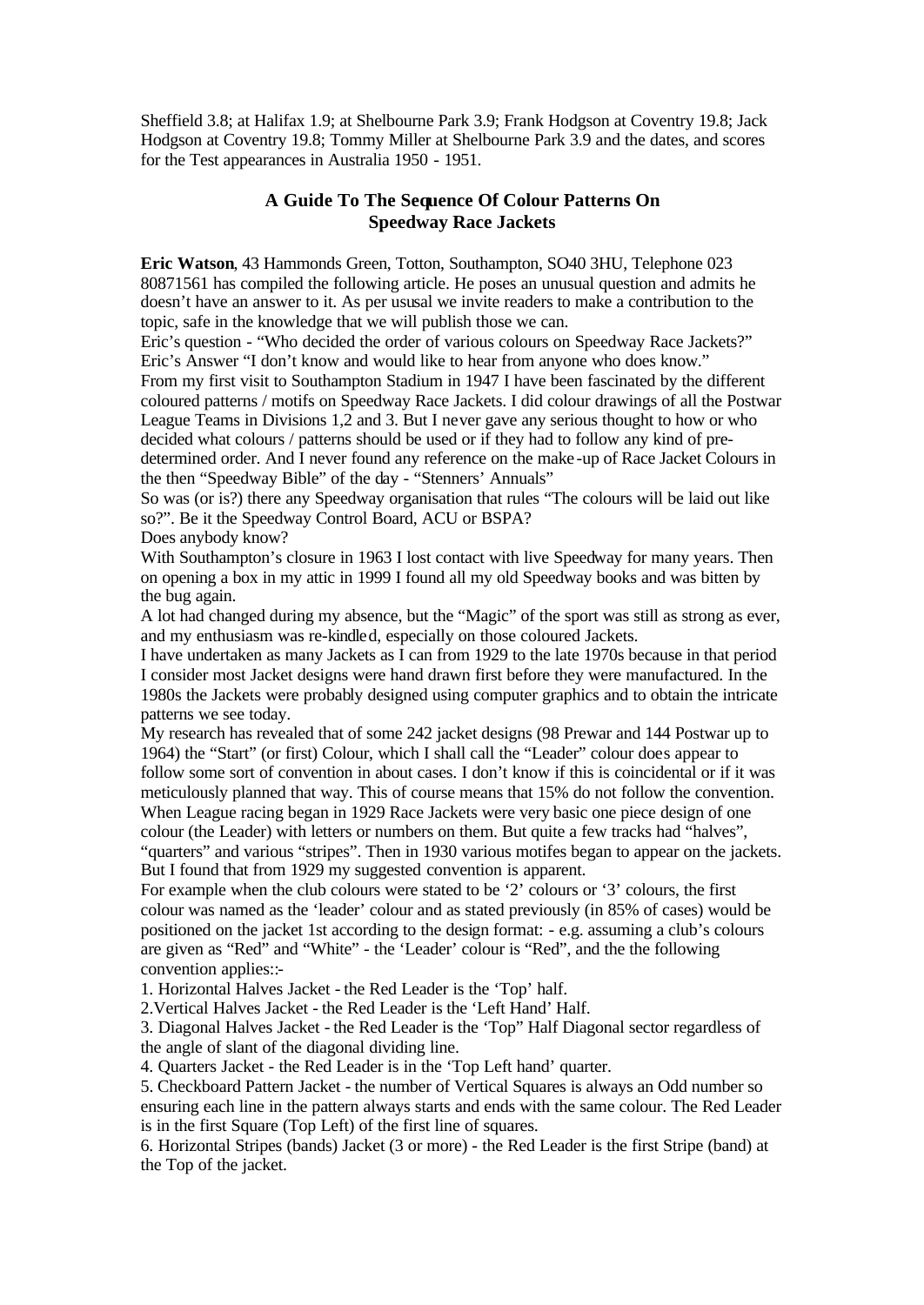Sheffield 3.8; at Halifax 1.9; at Shelbourne Park 3.9; Frank Hodgson at Coventry 19.8; Jack Hodgson at Coventry 19.8; Tommy Miller at Shelbourne Park 3.9 and the dates, and scores for the Test appearances in Australia 1950 - 1951.

## A Guide To The Sequence Of Colour Patterns On Speedway Race Jackets

**Eric Watson**, 43 Hammonds Green, Totton, Southampton, SO40 3HU, Telephone 023 80871561 has compiled the following article. He poses an unusual question and admits he doesn't have an answer to it. As per ususal we invite readers to make a contribution to the topic, safe in the knowledge that we will publish those we can.

Eric's question - "Who decided the order of various colours on Speedway Race Jackets?"

Eric's Answer "I don't know and would like to hear from anyone who does know."

From my first visit to Southampton Stadium in 1947 I have been fascinated by the different coloured patterns / motifs on Speedway Race Jackets. I did colour drawings of all the Postwar League Teams in Divisions 1,2 and 3. But I never gave any serious thought to how or who decided what colours / patterns should be used or if they had to follow any kind of pre-determined order. And I never found any reference on the make-up of Race Jacket Colours in the then "Speedway Bible" of the day - "Stenners' Annuals"

So was (or is?) there any Speedway organisation that rules "The colours will be laid out like so?". Be it the Speedway Control Board, ACU or BSPA?

Does anybody know?

With Southampton's closure in 1963 I lost contact with live Speedway for many years. Then on opening a box in my attic in 1999 I found all my old Speedway books and was bitten by the bug again.

A lot had changed during my absence, but the "Magic" of the sport was still as strong as ever, and my enthusiasm was re-kindled, especially on those coloured Jackets.

I have undertaken as many Jackets as I can from 1929 to the late 1970s because in that period I consider most Jacket designs were hand drawn first before they were manufactured. In the 1980s the Jackets were probably designed using computer graphics and to obtain the intricate patterns we see today.

My research has revealed that of some 242 jacket designs (98 Prewar and 144 Postwar up to 1964) the "Start" (or first) Colour, which I shall call the "Leader" colour does appear to follow some sort of convention in about cases. I don't know if this is coincidental or if it was meticulously planned that way. This of course means that 15% do not follow the convention.

When League racing began in 1929 Race Jackets were very basic one piece design of one colour (the Leader) with letters or numbers on them. But quite a few tracks had "halves", "quarters" and various "stripes". Then in 1930 various motifes began to appear on the jackets. But I found that from 1929 my suggested convention is apparent.

For example when the club colours were stated to be '2' colours or '3' colours, the first colour was named as the 'leader' colour and as stated previously (in 85% of cases) would be positioned on the jacket 1st according to the design format: - e.g. assuming a club's colours are given as "Red" and "White" - the 'Leader' colour is "Red", and the the following convention applies::-

1. Horizontal Halves Jacket - the Red Leader is the 'Top' half.
2. Vertical Halves Jacket - the Red Leader is the 'Left Hand' Half.
3. Diagonal Halves Jacket - the Red Leader is the 'Top" Half Diagonal sector regardless of the angle of slant of the diagonal dividing line.
4. Quarters Jacket - the Red Leader is in the 'Top Left hand' quarter.
5. Checkboard Pattern Jacket - the number of Vertical Squares is always an Odd number so ensuring each line in the pattern always starts and ends with the same colour. The Red Leader is in the first Square (Top Left) of the first line of squares.
6. Horizontal Stripes (bands) Jacket (3 or more) - the Red Leader is the first Stripe (band) at the Top of the jacket.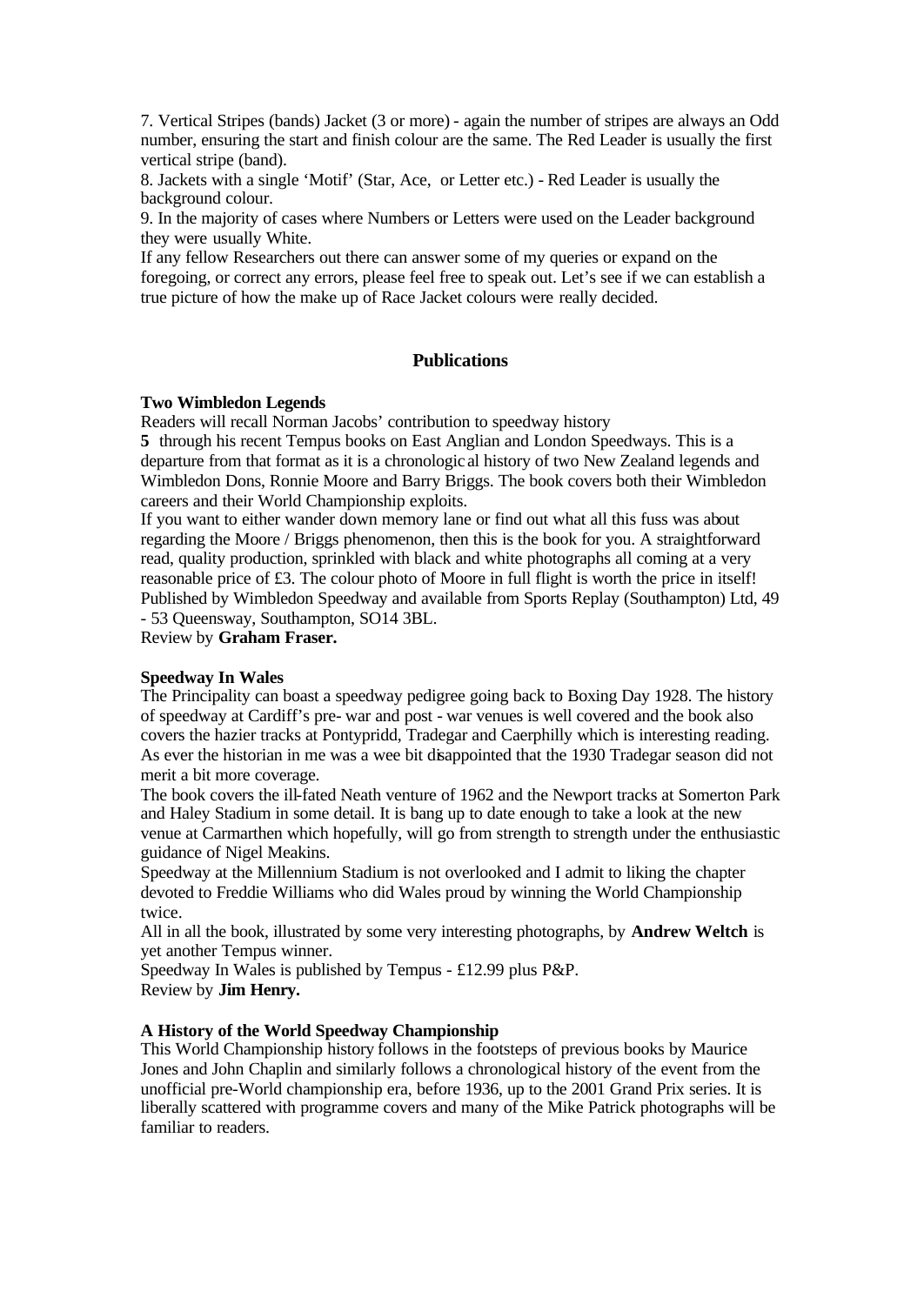7. Vertical Stripes (bands) Jacket (3 or more) - again the number of stripes are always an Odd number, ensuring the start and finish colour are the same. The Red Leader is usually the first vertical stripe (band).

8. Jackets with a single 'Motif' (Star, Ace, or Letter etc.) - Red Leader is usually the background colour.

9. In the majority of cases where Numbers or Letters were used on the Leader background they were usually White.

If any fellow Researchers out there can answer some of my queries or expand on the foregoing, or correct any errors, please feel free to speak out. Let's see if we can establish a true picture of how the make up of Race Jacket colours were really decided.

## Publications

**Two Wimbledon Legends**

Readers will recall Norman Jacobs' contribution to speedway history

**5** through his recent Tempus books on East Anglian and London Speedways. This is a departure from that format as it is a chronological history of two New Zealand legends and Wimbledon Dons, Ronnie Moore and Barry Briggs. The book covers both their Wimbledon careers and their World Championship exploits.

If you want to either wander down memory lane or find out what all this fuss was about regarding the Moore / Briggs phenomenon, then this is the book for you. A straightforward read, quality production, sprinkled with black and white photographs all coming at a very reasonable price of £3. The colour photo of Moore in full flight is worth the price in itself! Published by Wimbledon Speedway and available from Sports Replay (Southampton) Ltd, 49 - 53 Queensway, Southampton, SO14 3BL.

Review by **Graham Fraser.**

**Speedway In Wales**

The Principality can boast a speedway pedigree going back to Boxing Day 1928. The history of speedway at Cardiff's pre- war and post - war venues is well covered and the book also covers the hazier tracks at Pontypridd, Tradegar and Caerphilly which is interesting reading. As ever the historian in me was a wee bit disappointed that the 1930 Tradegar season did not merit a bit more coverage.

The book covers the ill-fated Neath venture of 1962 and the Newport tracks at Somerton Park and Haley Stadium in some detail. It is bang up to date enough to take a look at the new venue at Carmarthen which hopefully, will go from strength to strength under the enthusiastic guidance of Nigel Meakins.

Speedway at the Millennium Stadium is not overlooked and I admit to liking the chapter devoted to Freddie Williams who did Wales proud by winning the World Championship twice.

All in all the book, illustrated by some very interesting photographs, by **Andrew Weltch** is yet another Tempus winner.

Speedway In Wales is published by Tempus - £12.99 plus P&P.

Review by **Jim Henry.**

**A History of the World Speedway Championship**

This World Championship history follows in the footsteps of previous books by Maurice Jones and John Chaplin and similarly follows a chronological history of the event from the unofficial pre-World championship era, before 1936, up to the 2001 Grand Prix series. It is liberally scattered with programme covers and many of the Mike Patrick photographs will be familiar to readers.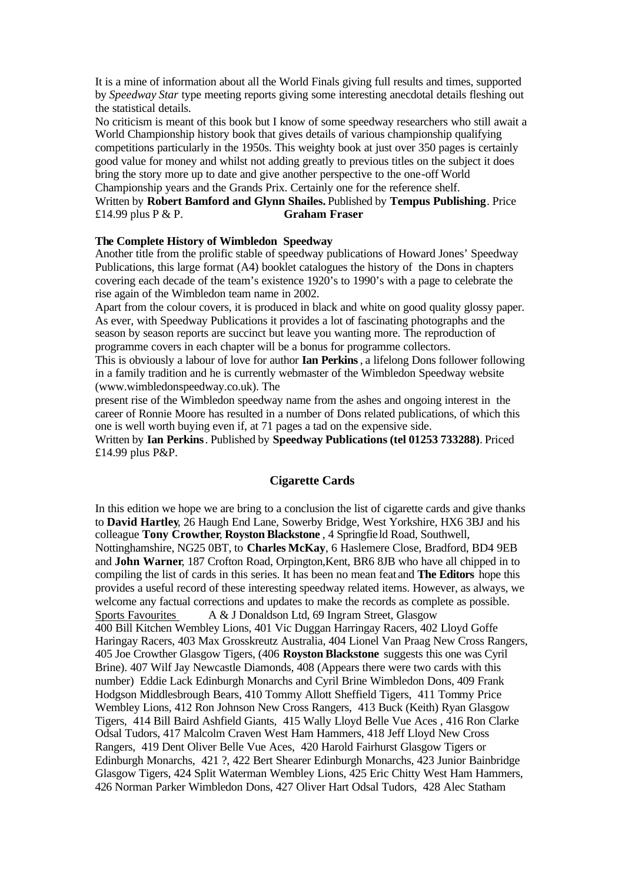It is a mine of information about all the World Finals giving full results and times, supported by *Speedway Star* type meeting reports giving some interesting anecdotal details fleshing out the statistical details.

No criticism is meant of this book but I know of some speedway researchers who still await a World Championship history book that gives details of various championship qualifying competitions particularly in the 1950s. This weighty book at just over 350 pages is certainly good value for money and whilst not adding greatly to previous titles on the subject it does bring the story more up to date and give another perspective to the one-off World Championship years and the Grands Prix. Certainly one for the reference shelf.

Written by **Robert Bamford and Glynn Shailes.** Published by **Tempus Publishing**. Price £14.99 plus P & P. **Graham Fraser**

**The Complete History of Wimbledon Speedway**

Another title from the prolific stable of speedway publications of Howard Jones' Speedway Publications, this large format (A4) booklet catalogues the history of the Dons in chapters covering each decade of the team's existence 1920's to 1990's with a page to celebrate the rise again of the Wimbledon team name in 2002.

Apart from the colour covers, it is produced in black and white on good quality glossy paper. As ever, with Speedway Publications it provides a lot of fascinating photographs and the season by season reports are succinct but leave you wanting more. The reproduction of programme covers in each chapter will be a bonus for programme collectors.

This is obviously a labour of love for author **Ian Perkins**, a lifelong Dons follower following in a family tradition and he is currently webmaster of the Wimbledon Speedway website (www.wimbledonspeedway.co.uk). The present rise of the Wimbledon speedway name from the ashes and ongoing interest in the career of Ronnie Moore has resulted in a number of Dons related publications, of which this one is well worth buying even if, at 71 pages a tad on the expensive side.

Written by **Ian Perkins**. Published by **Speedway Publications (tel 01253 733288)**. Priced £14.99 plus P&P.

## Cigarette Cards

In this edition we hope we are bring to a conclusion the list of cigarette cards and give thanks to **David Hartley**, 26 Haugh End Lane, Sowerby Bridge, West Yorkshire, HX6 3BJ and his colleague **Tony Crowther**, **Royston Blackstone**, 4 Springfield Road, Southwell, Nottinghamshire, NG25 0BT, to **Charles McKay**, 6 Haslemere Close, Bradford, BD4 9EB and **John Warner**, 187 Crofton Road, Orpington, Kent, BR6 8JB who have all chipped in to compiling the list of cards in this series. It has been no mean feat and **The Editors** hope this provides a useful record of these interesting speedway related items. However, as always, we welcome any factual corrections and updates to make the records as complete as possible.

Sports Favourites A & J Donaldson Ltd, 69 Ingram Street, Glasgow

400 Bill Kitchen Wembley Lions, 401 Vic Duggan Harringay Racers, 402 Lloyd Goffe Haringay Racers, 403 Max Grosskreutz Australia, 404 Lionel Van Praag New Cross Rangers, 405 Joe Crowther Glasgow Tigers, (406 **Royston Blackstone** suggests this one was Cyril Brine). 407 Wilf Jay Newcastle Diamonds, 408 (Appears there were two cards with this number) Eddie Lack Edinburgh Monarchs and Cyril Brine Wimbledon Dons, 409 Frank Hodgson Middlesbrough Bears, 410 Tommy Allott Sheffield Tigers, 411 Tommy Price Wembley Lions, 412 Ron Johnson New Cross Rangers, 413 Buck (Keith) Ryan Glasgow Tigers, 414 Bill Baird Ashfield Giants, 415 Wally Lloyd Belle Vue Aces, 416 Ron Clarke Odsal Tudors, 417 Malcolm Craven West Ham Hammers, 418 Jeff Lloyd New Cross Rangers, 419 Dent Oliver Belle Vue Aces, 420 Harold Fairhurst Glasgow Tigers or Edinburgh Monarchs, 421 ?, 422 Bert Shearer Edinburgh Monarchs, 423 Junior Bainbridge Glasgow Tigers, 424 Split Waterman Wembley Lions, 425 Eric Chitty West Ham Hammers, 426 Norman Parker Wimbledon Dons, 427 Oliver Hart Odsal Tudors, 428 Alec Statham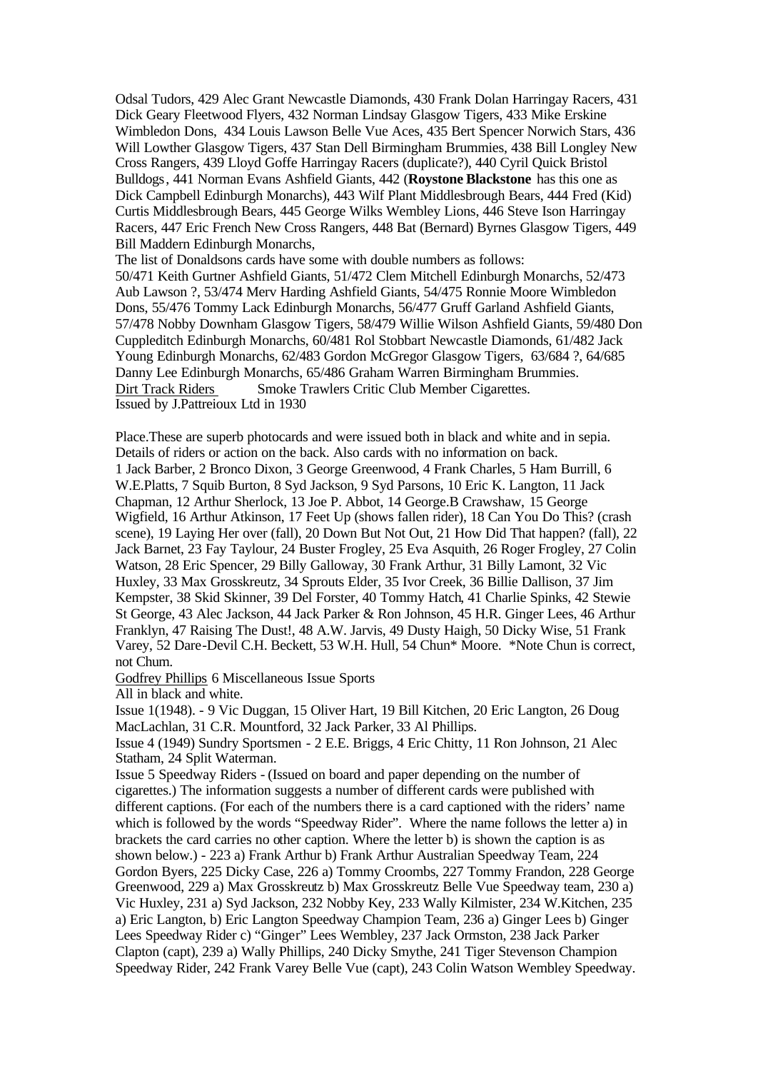Odsal Tudors, 429 Alec Grant Newcastle Diamonds, 430 Frank Dolan Harringay Racers, 431 Dick Geary Fleetwood Flyers, 432 Norman Lindsay Glasgow Tigers, 433 Mike Erskine Wimbledon Dons, 434 Louis Lawson Belle Vue Aces, 435 Bert Spencer Norwich Stars, 436 Will Lowther Glasgow Tigers, 437 Stan Dell Birmingham Brummies, 438 Bill Longley New Cross Rangers, 439 Lloyd Goffe Harringay Racers (duplicate?), 440 Cyril Quick Bristol Bulldogs, 441 Norman Evans Ashfield Giants, 442 (**Roystone Blackstone** has this one as Dick Campbell Edinburgh Monarchs), 443 Wilf Plant Middlesbrough Bears, 444 Fred (Kid) Curtis Middlesbrough Bears, 445 George Wilks Wembley Lions, 446 Steve Ison Harringay Racers, 447 Eric French New Cross Rangers, 448 Bat (Bernard) Byrnes Glasgow Tigers, 449 Bill Maddern Edinburgh Monarchs,

The list of Donaldsons cards have some with double numbers as follows:

50/471 Keith Gurtner Ashfield Giants, 51/472 Clem Mitchell Edinburgh Monarchs, 52/473 Aub Lawson ?, 53/474 Merv Harding Ashfield Giants, 54/475 Ronnie Moore Wimbledon Dons, 55/476 Tommy Lack Edinburgh Monarchs, 56/477 Gruff Garland Ashfield Giants, 57/478 Nobby Downham Glasgow Tigers, 58/479 Willie Wilson Ashfield Giants, 59/480 Don Cuppleditch Edinburgh Monarchs, 60/481 Rol Stobbart Newcastle Diamonds, 61/482 Jack Young Edinburgh Monarchs, 62/483 Gordon McGregor Glasgow Tigers, 63/684 ?, 64/685 Danny Lee Edinburgh Monarchs, 65/486 Graham Warren Birmingham Brummies.

Dirt Track Riders Smoke Trawlers Critic Club Member Cigarettes.

Issued by J.Pattreioux Ltd in 1930

Place.These are superb photocards and were issued both in black and white and in sepia. Details of riders or action on the back. Also cards with no information on back.

1 Jack Barber, 2 Bronco Dixon, 3 George Greenwood, 4 Frank Charles, 5 Ham Burrill, 6 W.E.Platts, 7 Squib Burton, 8 Syd Jackson, 9 Syd Parsons, 10 Eric K. Langton, 11 Jack Chapman, 12 Arthur Sherlock, 13 Joe P. Abbot, 14 George.B Crawshaw, 15 George Wigfield, 16 Arthur Atkinson, 17 Feet Up (shows fallen rider), 18 Can You Do This? (crash scene), 19 Laying Her over (fall), 20 Down But Not Out, 21 How Did That happen? (fall), 22 Jack Barnet, 23 Fay Taylour, 24 Buster Frogley, 25 Eva Asquith, 26 Roger Frogley, 27 Colin Watson, 28 Eric Spencer, 29 Billy Galloway, 30 Frank Arthur, 31 Billy Lamont, 32 Vic Huxley, 33 Max Grosskreutz, 34 Sprouts Elder, 35 Ivor Creek, 36 Billie Dallison, 37 Jim Kempster, 38 Skid Skinner, 39 Del Forster, 40 Tommy Hatch, 41 Charlie Spinks, 42 Stewie St George, 43 Alec Jackson, 44 Jack Parker & Ron Johnson, 45 H.R. Ginger Lees, 46 Arthur Franklyn, 47 Raising The Dust!, 48 A.W. Jarvis, 49 Dusty Haigh, 50 Dicky Wise, 51 Frank Varey, 52 Dare-Devil C.H. Beckett, 53 W.H. Hull, 54 Chun* Moore. *Note Chun is correct, not Chum.

Godfrey Phillips 6 Miscellaneous Issue Sports

All in black and white.

Issue 1(1948). - 9 Vic Duggan, 15 Oliver Hart, 19 Bill Kitchen, 20 Eric Langton, 26 Doug MacLachlan, 31 C.R. Mountford, 32 Jack Parker, 33 Al Phillips.

Issue 4 (1949) Sundry Sportsmen - 2 E.E. Briggs, 4 Eric Chitty, 11 Ron Johnson, 21 Alec Statham, 24 Split Waterman.

Issue 5 Speedway Riders - (Issued on board and paper depending on the number of cigarettes.) The information suggests a number of different cards were published with different captions. (For each of the numbers there is a card captioned with the riders' name which is followed by the words "Speedway Rider". Where the name follows the letter a) in brackets the card carries no other caption. Where the letter b) is shown the caption is as shown below.) - 223 a) Frank Arthur b) Frank Arthur Australian Speedway Team, 224 Gordon Byers, 225 Dicky Case, 226 a) Tommy Croombs, 227 Tommy Frandon, 228 George Greenwood, 229 a) Max Grosskreutz b) Max Grosskreutz Belle Vue Speedway team, 230 a) Vic Huxley, 231 a) Syd Jackson, 232 Nobby Key, 233 Wally Kilmister, 234 W.Kitchen, 235 a) Eric Langton, b) Eric Langton Speedway Champion Team, 236 a) Ginger Lees b) Ginger Lees Speedway Rider c) "Ginger" Lees Wembley, 237 Jack Ormston, 238 Jack Parker Clapton (capt), 239 a) Wally Phillips, 240 Dicky Smythe, 241 Tiger Stevenson Champion Speedway Rider, 242 Frank Varey Belle Vue (capt), 243 Colin Watson Wembley Speedway.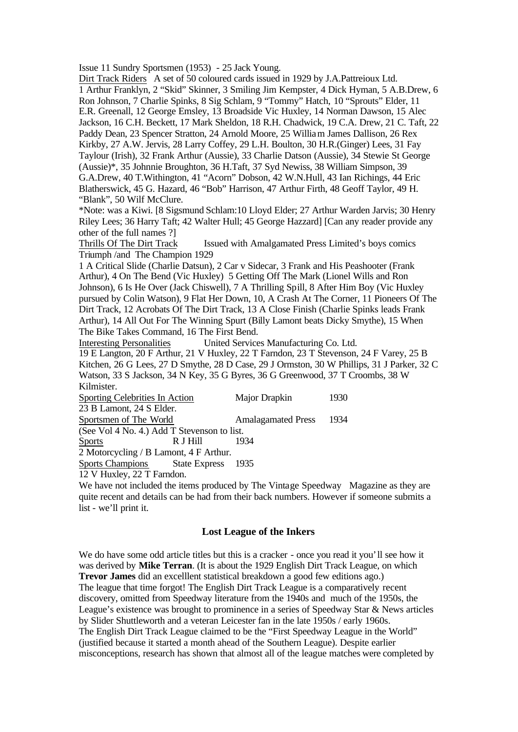Issue 11 Sundry Sportsmen (1953) - 25 Jack Young.

Dirt Track Riders A set of 50 coloured cards issued in 1929 by J.A.Pattreioux Ltd.

1 Arthur Franklyn, 2 "Skid" Skinner, 3 Smiling Jim Kempster, 4 Dick Hyman, 5 A.B.Drew, 6 Ron Johnson, 7 Charlie Spinks, 8 Sig Schlam, 9 "Tommy" Hatch, 10 "Sprouts" Elder, 11 E.R. Greenall, 12 George Emsley, 13 Broadside Vic Huxley, 14 Norman Dawson, 15 Alec Jackson, 16 C.H. Beckett, 17 Mark Sheldon, 18 R.H. Chadwick, 19 C.A. Drew, 21 C. Taft, 22 Paddy Dean, 23 Spencer Stratton, 24 Arnold Moore, 25 William James Dallison, 26 Rex Kirkby, 27 A.W. Jervis, 28 Larry Coffey, 29 L.H. Boulton, 30 H.R.(Ginger) Lees, 31 Fay Taylour (Irish), 32 Frank Arthur (Aussie), 33 Charlie Datson (Aussie), 34 Stewie St George (Aussie)*, 35 Johnnie Broughton, 36 H.Taft, 37 Syd Newiss, 38 William Simpson, 39 G.A.Drew, 40 T.Withington, 41 "Acorn" Dobson, 42 W.N.Hull, 43 Ian Richings, 44 Eric Blatherswick, 45 G. Hazard, 46 "Bob" Harrison, 47 Arthur Firth, 48 Geoff Taylor, 49 H. "Blank", 50 Wilf McClure.

*Note: was a Kiwi. [8 Sigsmund Schlam:10 Lloyd Elder; 27 Arthur Warden Jarvis; 30 Henry Riley Lees; 36 Harry Taft; 42 Walter Hull; 45 George Hazzard] [Can any reader provide any other of the full names ?]

Thrills Of The Dirt Track Issued with Amalgamated Press Limited's boys comics Triumph /and The Champion 1929

1 A Critical Slide (Charlie Datsun), 2 Car v Sidecar, 3 Frank and His Peashooter (Frank Arthur), 4 On The Bend (Vic Huxley) 5 Getting Off The Mark (Lionel Wills and Ron Johnson), 6 Is He Over (Jack Chiswell), 7 A Thrilling Spill, 8 After Him Boy (Vic Huxley pursued by Colin Watson), 9 Flat Her Down, 10, A Crash At The Corner, 11 Pioneers Of The Dirt Track, 12 Acrobats Of The Dirt Track, 13 A Close Finish (Charlie Spinks leads Frank Arthur), 14 All Out For The Winning Spurt (Billy Lamont beats Dicky Smythe), 15 When The Bike Takes Command, 16 The First Bend.

Interesting Personalities United Services Manufacturing Co. Ltd.

19 E Langton, 20 F Arthur, 21 V Huxley, 22 T Farndon, 23 T Stevenson, 24 F Varey, 25 B Kitchen, 26 G Lees, 27 D Smythe, 28 D Case, 29 J Ormston, 30 W Phillips, 31 J Parker, 32 C Watson, 33 S Jackson, 34 N Key, 35 G Byres, 36 G Greenwood, 37 T Croombs, 38 W Kilmister.

Sporting Celebrities In Action Major Drapkin 1930

23 B Lamont, 24 S Elder.

Sportsmen of The World Amalagamated Press 1934

(See Vol 4 No. 4.) Add T Stevenson to list.

Sports R J Hill 1934

2 Motorcycling / B Lamont, 4 F Arthur.

Sports Champions State Express 1935

12 V Huxley, 22 T Farndon.

We have not included the items produced by The Vintage Speedway Magazine as they are quite recent and details can be had from their back numbers. However if someone submits a list - we'll print it.

## Lost League of the Inkers

We do have some odd article titles but this is a cracker - once you read it you'll see how it was derived by **Mike Terran**. (It is about the 1929 English Dirt Track League, on which **Trevor James** did an excelllent statistical breakdown a good few editions ago.)

The league that time forgot! The English Dirt Track League is a comparatively recent discovery, omitted from Speedway literature from the 1940s and much of the 1950s, the League's existence was brought to prominence in a series of Speedway Star & News articles by Slider Shuttleworth and a veteran Leicester fan in the late 1950s / early 1960s.

The English Dirt Track League claimed to be the "First Speedway League in the World" (justified because it started a month ahead of the Southern League). Despite earlier misconceptions, research has shown that almost all of the league matches were completed by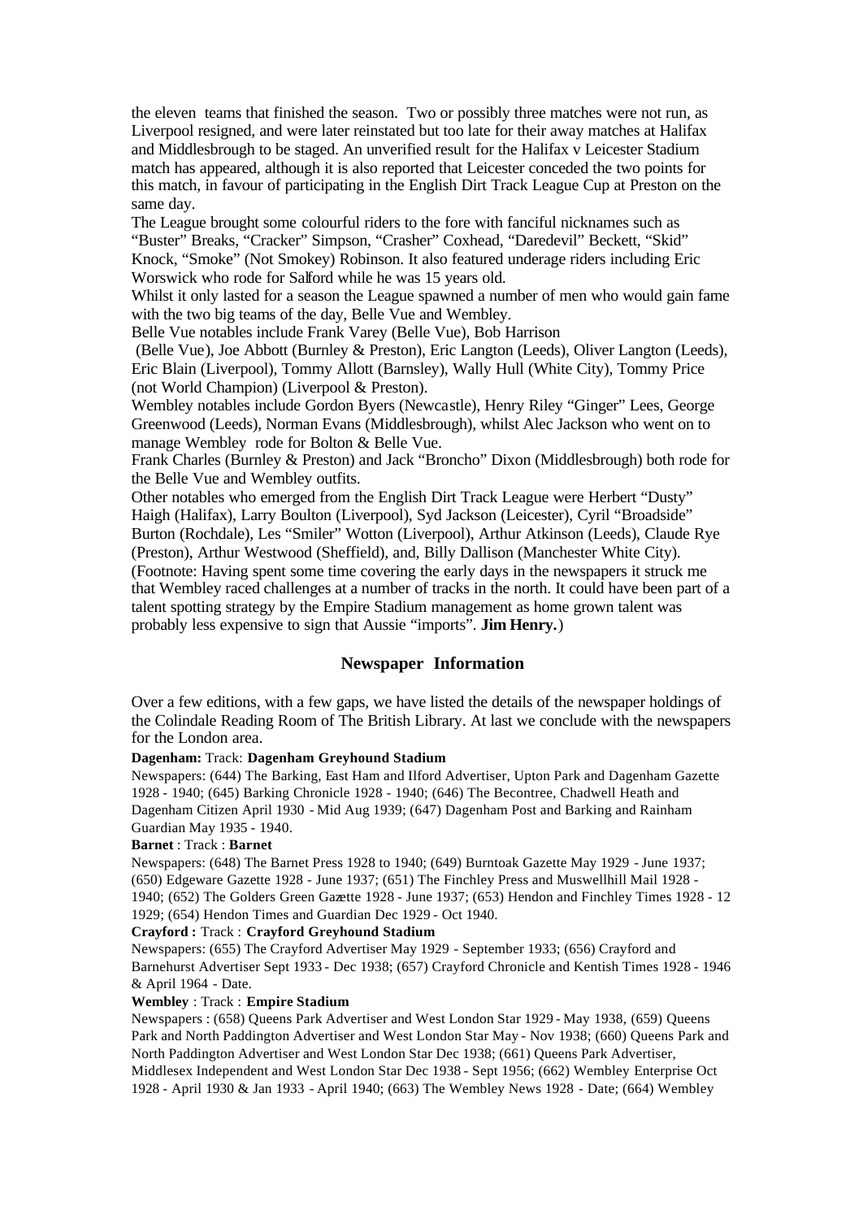the eleven teams that finished the season. Two or possibly three matches were not run, as Liverpool resigned, and were later reinstated but too late for their away matches at Halifax and Middlesbrough to be staged. An unverified result for the Halifax v Leicester Stadium match has appeared, although it is also reported that Leicester conceded the two points for this match, in favour of participating in the English Dirt Track League Cup at Preston on the same day.

The League brought some colourful riders to the fore with fanciful nicknames such as "Buster" Breaks, "Cracker" Simpson, "Crasher" Coxhead, "Daredevil" Beckett, "Skid" Knock, "Smoke" (Not Smokey) Robinson. It also featured underage riders including Eric Worswick who rode for Salford while he was 15 years old.

Whilst it only lasted for a season the League spawned a number of men who would gain fame with the two big teams of the day, Belle Vue and Wembley.

Belle Vue notables include Frank Varey (Belle Vue), Bob Harrison (Belle Vue), Joe Abbott (Burnley & Preston), Eric Langton (Leeds), Oliver Langton (Leeds), Eric Blain (Liverpool), Tommy Allott (Barnsley), Wally Hull (White City), Tommy Price (not World Champion) (Liverpool & Preston).

Wembley notables include Gordon Byers (Newcastle), Henry Riley "Ginger" Lees, George Greenwood (Leeds), Norman Evans (Middlesbrough), whilst Alec Jackson who went on to manage Wembley rode for Bolton & Belle Vue.

Frank Charles (Burnley & Preston) and Jack "Broncho" Dixon (Middlesbrough) both rode for the Belle Vue and Wembley outfits.

Other notables who emerged from the English Dirt Track League were Herbert "Dusty" Haigh (Halifax), Larry Boulton (Liverpool), Syd Jackson (Leicester), Cyril "Broadside" Burton (Rochdale), Les "Smiler" Wotton (Liverpool), Arthur Atkinson (Leeds), Claude Rye (Preston), Arthur Westwood (Sheffield), and, Billy Dallison (Manchester White City).

(Footnote: Having spent some time covering the early days in the newspapers it struck me that Wembley raced challenges at a number of tracks in the north. It could have been part of a talent spotting strategy by the Empire Stadium management as home grown talent was probably less expensive to sign that Aussie "imports". **Jim Henry.**)

## Newspaper Information

Over a few editions, with a few gaps, we have listed the details of the newspaper holdings of the Colindale Reading Room of The British Library. At last we conclude with the newspapers for the London area.

**Dagenham:** Track: **Dagenham Greyhound Stadium**

Newspapers: (644) The Barking, East Ham and Ilford Advertiser, Upton Park and Dagenham Gazette 1928 - 1940; (645) Barking Chronicle 1928 - 1940; (646) The Becontree, Chadwell Heath and Dagenham Citizen April 1930 - Mid Aug 1939; (647) Dagenham Post and Barking and Rainham Guardian May 1935 - 1940.

**Barnet** : Track : **Barnet**

Newspapers: (648) The Barnet Press 1928 to 1940; (649) Burntoak Gazette May 1929 - June 1937; (650) Edgeware Gazette 1928 - June 1937; (651) The Finchley Press and Muswellhill Mail 1928 - 1940; (652) The Golders Green Gazette 1928 - June 1937; (653) Hendon and Finchley Times 1928 - 12 1929; (654) Hendon Times and Guardian Dec 1929 - Oct 1940.

**Crayford :** Track : **Crayford Greyhound Stadium**

Newspapers: (655) The Crayford Advertiser May 1929 - September 1933; (656) Crayford and Barnehurst Advertiser Sept 1933 - Dec 1938; (657) Crayford Chronicle and Kentish Times 1928 - 1946 & April 1964 - Date.

**Wembley** : Track : **Empire Stadium**

Newspapers : (658) Queens Park Advertiser and West London Star 1929 - May 1938, (659) Queens Park and North Paddington Advertiser and West London Star May - Nov 1938; (660) Queens Park and North Paddington Advertiser and West London Star Dec 1938; (661) Queens Park Advertiser, Middlesex Independent and West London Star Dec 1938 - Sept 1956; (662) Wembley Enterprise Oct 1928 - April 1930 & Jan 1933 - April 1940; (663) The Wembley News 1928 - Date; (664) Wembley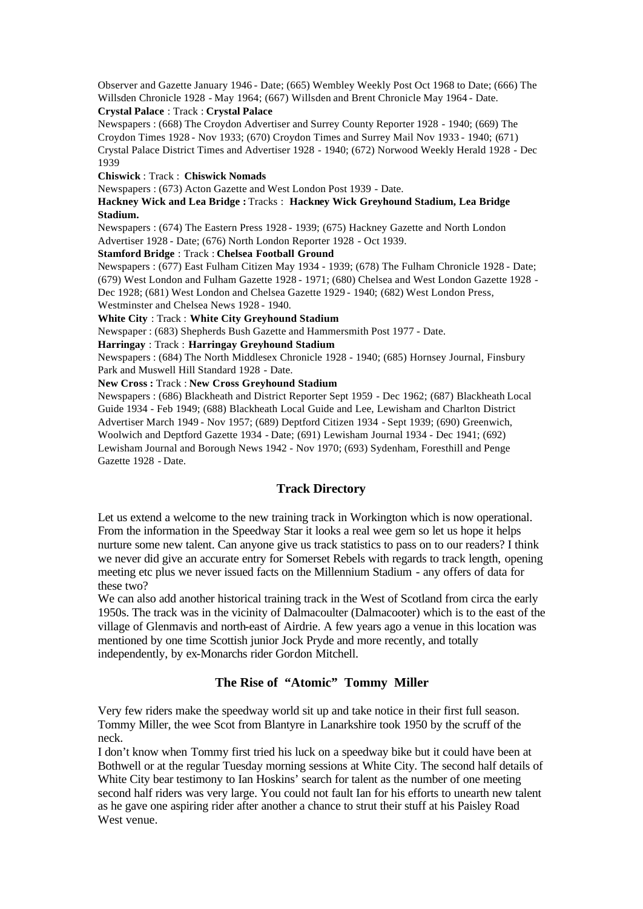Observer and Gazette January 1946 - Date; (665) Wembley Weekly Post Oct 1968 to Date; (666) The Willsden Chronicle 1928 - May 1964; (667) Willsden and Brent Chronicle May 1964 - Date.

**Crystal Palace** : Track : **Crystal Palace**

Newspapers : (668) The Croydon Advertiser and Surrey County Reporter 1928 - 1940; (669) The Croydon Times 1928 - Nov 1933; (670) Croydon Times and Surrey Mail Nov 1933 - 1940; (671) Crystal Palace District Times and Advertiser 1928 - 1940; (672) Norwood Weekly Herald 1928 - Dec 1939

**Chiswick** : Track : **Chiswick Nomads**

Newspapers : (673) Acton Gazette and West London Post 1939 - Date.

**Hackney Wick and Lea Bridge :** Tracks : **Hackney Wick Greyhound Stadium, Lea Bridge Stadium.**

Newspapers : (674) The Eastern Press 1928 - 1939; (675) Hackney Gazette and North London Advertiser 1928 - Date; (676) North London Reporter 1928 - Oct 1939.

**Stamford Bridge** : Track : **Chelsea Football Ground**

Newspapers : (677) East Fulham Citizen May 1934 - 1939; (678) The Fulham Chronicle 1928 - Date; (679) West London and Fulham Gazette 1928 - 1971; (680) Chelsea and West London Gazette 1928 - Dec 1928; (681) West London and Chelsea Gazette 1929 - 1940; (682) West London Press, Westminster and Chelsea News 1928 - 1940.

**White City** : Track : **White City Greyhound Stadium**

Newspaper : (683) Shepherds Bush Gazette and Hammersmith Post 1977 - Date.

**Harringay** : Track : **Harringay Greyhound Stadium**

Newspapers : (684) The North Middlesex Chronicle 1928 - 1940; (685) Hornsey Journal, Finsbury Park and Muswell Hill Standard 1928 - Date.

**New Cross :** Track : **New Cross Greyhound Stadium**

Newspapers : (686) Blackheath and District Reporter Sept 1959 - Dec 1962; (687) Blackheath Local Guide 1934 - Feb 1949; (688) Blackheath Local Guide and Lee, Lewisham and Charlton District Advertiser March 1949 - Nov 1957; (689) Deptford Citizen 1934 - Sept 1939; (690) Greenwich, Woolwich and Deptford Gazette 1934 - Date; (691) Lewisham Journal 1934 - Dec 1941; (692) Lewisham Journal and Borough News 1942 - Nov 1970; (693) Sydenham, Foresthill and Penge Gazette 1928 - Date.

## Track Directory

Let us extend a welcome to the new training track in Workington which is now operational. From the information in the Speedway Star it looks a real wee gem so let us hope it helps nurture some new talent. Can anyone give us track statistics to pass on to our readers? I think we never did give an accurate entry for Somerset Rebels with regards to track length, opening meeting etc plus we never issued facts on the Millennium Stadium - any offers of data for these two?

We can also add another historical training track in the West of Scotland from circa the early 1950s. The track was in the vicinity of Dalmacoulter (Dalmacooter) which is to the east of the village of Glenmavis and north-east of Airdrie. A few years ago a venue in this location was mentioned by one time Scottish junior Jock Pryde and more recently, and totally independently, by ex-Monarchs rider Gordon Mitchell.

## The Rise of "Atomic" Tommy Miller

Very few riders make the speedway world sit up and take notice in their first full season. Tommy Miller, the wee Scot from Blantyre in Lanarkshire took 1950 by the scruff of the neck.

I don't know when Tommy first tried his luck on a speedway bike but it could have been at Bothwell or at the regular Tuesday morning sessions at White City. The second half details of White City bear testimony to Ian Hoskins' search for talent as the number of one meeting second half riders was very large. You could not fault Ian for his efforts to unearth new talent as he gave one aspiring rider after another a chance to strut their stuff at his Paisley Road West venue.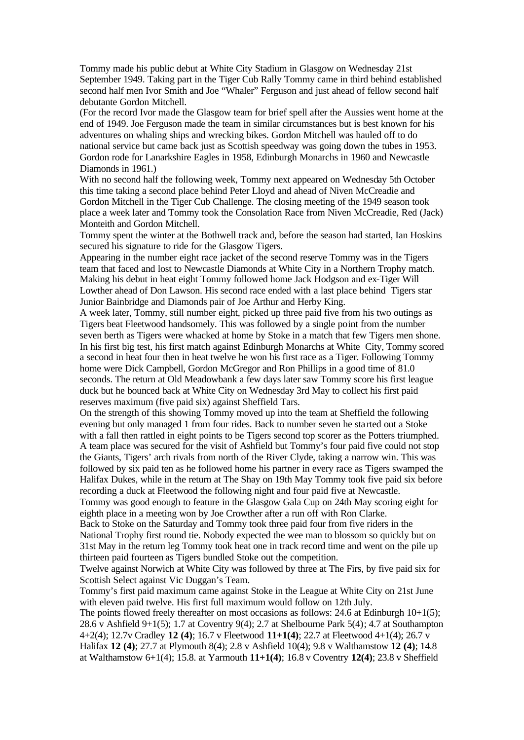Tommy made his public debut at White City Stadium in Glasgow on Wednesday 21st September 1949. Taking part in the Tiger Cub Rally Tommy came in third behind established second half men Ivor Smith and Joe "Whaler" Ferguson and just ahead of fellow second half debutante Gordon Mitchell.

(For the record Ivor made the Glasgow team for brief spell after the Aussies went home at the end of 1949. Joe Ferguson made the team in similar circumstances but is best known for his adventures on whaling ships and wrecking bikes. Gordon Mitchell was hauled off to do national service but came back just as Scottish speedway was going down the tubes in 1953. Gordon rode for Lanarkshire Eagles in 1958, Edinburgh Monarchs in 1960 and Newcastle Diamonds in 1961.)

With no second half the following week, Tommy next appeared on Wednesday 5th October this time taking a second place behind Peter Lloyd and ahead of Niven McCreadie and Gordon Mitchell in the Tiger Cub Challenge. The closing meeting of the 1949 season took place a week later and Tommy took the Consolation Race from Niven McCreadie, Red (Jack) Monteith and Gordon Mitchell.

Tommy spent the winter at the Bothwell track and, before the season had started, Ian Hoskins secured his signature to ride for the Glasgow Tigers.

Appearing in the number eight race jacket of the second reserve Tommy was in the Tigers team that faced and lost to Newcastle Diamonds at White City in a Northern Trophy match. Making his debut in heat eight Tommy followed home Jack Hodgson and ex-Tiger Will Lowther ahead of Don Lawson. His second race ended with a last place behind Tigers star Junior Bainbridge and Diamonds pair of Joe Arthur and Herby King.

A week later, Tommy, still number eight, picked up three paid five from his two outings as Tigers beat Fleetwood handsomely. This was followed by a single point from the number seven berth as Tigers were whacked at home by Stoke in a match that few Tigers men shone. In his first big test, his first match against Edinburgh Monarchs at White City, Tommy scored a second in heat four then in heat twelve he won his first race as a Tiger. Following Tommy home were Dick Campbell, Gordon McGregor and Ron Phillips in a good time of 81.0 seconds. The return at Old Meadowbank a few days later saw Tommy score his first league duck but he bounced back at White City on Wednesday 3rd May to collect his first paid reserves maximum (five paid six) against Sheffield Tars.

On the strength of this showing Tommy moved up into the team at Sheffield the following evening but only managed 1 from four rides. Back to number seven he started out a Stoke with a fall then rattled in eight points to be Tigers second top scorer as the Potters triumphed. A team place was secured for the visit of Ashfield but Tommy's four paid five could not stop the Giants, Tigers' arch rivals from north of the River Clyde, taking a narrow win. This was followed by six paid ten as he followed home his partner in every race as Tigers swamped the Halifax Dukes, while in the return at The Shay on 19th May Tommy took five paid six before recording a duck at Fleetwood the following night and four paid five at Newcastle.

Tommy was good enough to feature in the Glasgow Gala Cup on 24th May scoring eight for eighth place in a meeting won by Joe Crowther after a run off with Ron Clarke.

Back to Stoke on the Saturday and Tommy took three paid four from five riders in the National Trophy first round tie. Nobody expected the wee man to blossom so quickly but on 31st May in the return leg Tommy took heat one in track record time and went on the pile up thirteen paid fourteen as Tigers bundled Stoke out the competition.

Twelve against Norwich at White City was followed by three at The Firs, by five paid six for Scottish Select against Vic Duggan's Team.

Tommy's first paid maximum came against Stoke in the League at White City on 21st June with eleven paid twelve. His first full maximum would follow on 12th July.

The points flowed freely thereafter on most occasions as follows: 24.6 at Edinburgh 10+1(5); 28.6 v Ashfield 9+1(5); 1.7 at Coventry 9(4); 2.7 at Shelbourne Park 5(4); 4.7 at Southampton 4+2(4); 12.7v Cradley **12 (4)**; 16.7 v Fleetwood **11+1(4)**; 22.7 at Fleetwood 4+1(4); 26.7 v Halifax **12 (4)**; 27.7 at Plymouth 8(4); 2.8 v Ashfield 10(4); 9.8 v Walthamstow **12 (4)**; 14.8 at Walthamstow 6+1(4); 15.8. at Yarmouth **11+1(4)**; 16.8 v Coventry **12(4)**; 23.8 v Sheffield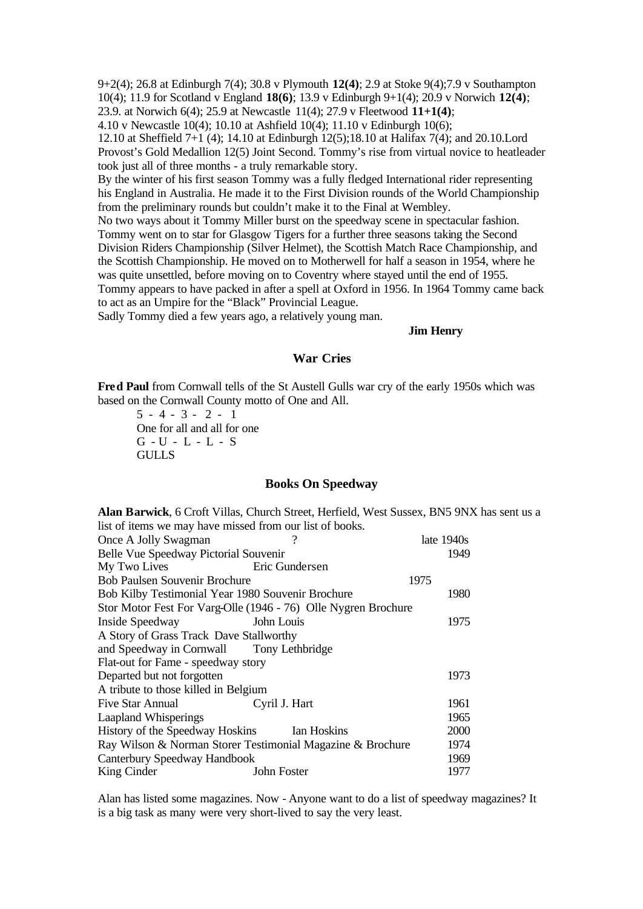9+2(4); 26.8 at Edinburgh 7(4); 30.8 v Plymouth **12(4)**; 2.9 at Stoke 9(4);7.9 v Southampton 10(4); 11.9 for Scotland v England **18(6)**; 13.9 v Edinburgh 9+1(4); 20.9 v Norwich **12(4)**; 23.9. at Norwich 6(4); 25.9 at Newcastle 11(4); 27.9 v Fleetwood **11+1(4)**; 4.10 v Newcastle 10(4); 10.10 at Ashfield 10(4); 11.10 v Edinburgh 10(6); 12.10 at Sheffield 7+1 (4); 14.10 at Edinburgh 12(5);18.10 at Halifax 7(4); and 20.10.Lord Provost's Gold Medallion 12(5) Joint Second. Tommy's rise from virtual novice to heatleader took just all of three months - a truly remarkable story.

By the winter of his first season Tommy was a fully fledged International rider representing his England in Australia. He made it to the First Division rounds of the World Championship from the preliminary rounds but couldn't make it to the Final at Wembley.

No two ways about it Tommy Miller burst on the speedway scene in spectacular fashion. Tommy went on to star for Glasgow Tigers for a further three seasons taking the Second Division Riders Championship (Silver Helmet), the Scottish Match Race Championship, and the Scottish Championship. He moved on to Motherwell for half a season in 1954, where he was quite unsettled, before moving on to Coventry where stayed until the end of 1955. Tommy appears to have packed in after a spell at Oxford in 1956. In 1964 Tommy came back to act as an Umpire for the "Black" Provincial League.

Sadly Tommy died a few years ago, a relatively young man.

**Jim Henry**

## War Cries

**Fred Paul** from Cornwall tells of the St Austell Gulls war cry of the early 1950s which was based on the Cornwall County motto of One and All.

5 - 4 - 3 - 2 - 1
One for all and all for one
G - U - L - L - S
GULLS

## Books On Speedway

**Alan Barwick**, 6 Croft Villas, Church Street, Herfield, West Sussex, BN5 9NX has sent us a list of items we may have missed from our list of books.

| Title | Author | Year |
|---|---|---|
| Once A Jolly Swagman | ? | late 1940s |
| Belle Vue Speedway Pictorial Souvenir | | 1949 |
| My Two Lives | Eric Gundersen | |
| Bob Paulsen Souvenir Brochure | | 1975 |
| Bob Kilby Testimonial Year 1980 Souvenir Brochure | | 1980 |
| Stor Motor Fest For Varg-Olle (1946 - 76) Olle Nygren Brochure | | |
| Inside Speedway | John Louis | 1975 |
| A Story of Grass Track Dave Stallworthy | | |
| and Speedway in Cornwall | Tony Lethbridge | |
| Flat-out for Fame - speedway story | | |
| Departed but not forgotten | | 1973 |
| A tribute to those killed in Belgium | | |
| Five Star Annual | Cyril J. Hart | 1961 |
| Laapland Whisperings | | 1965 |
| History of the Speedway Hoskins | Ian Hoskins | 2000 |
| Ray Wilson & Norman Storer Testimonial Magazine & Brochure | | 1974 |
| Canterbury Speedway Handbook | | 1969 |
| King Cinder | John Foster | 1977 |

Alan has listed some magazines. Now - Anyone want to do a list of speedway magazines? It is a big task as many were very short-lived to say the very least.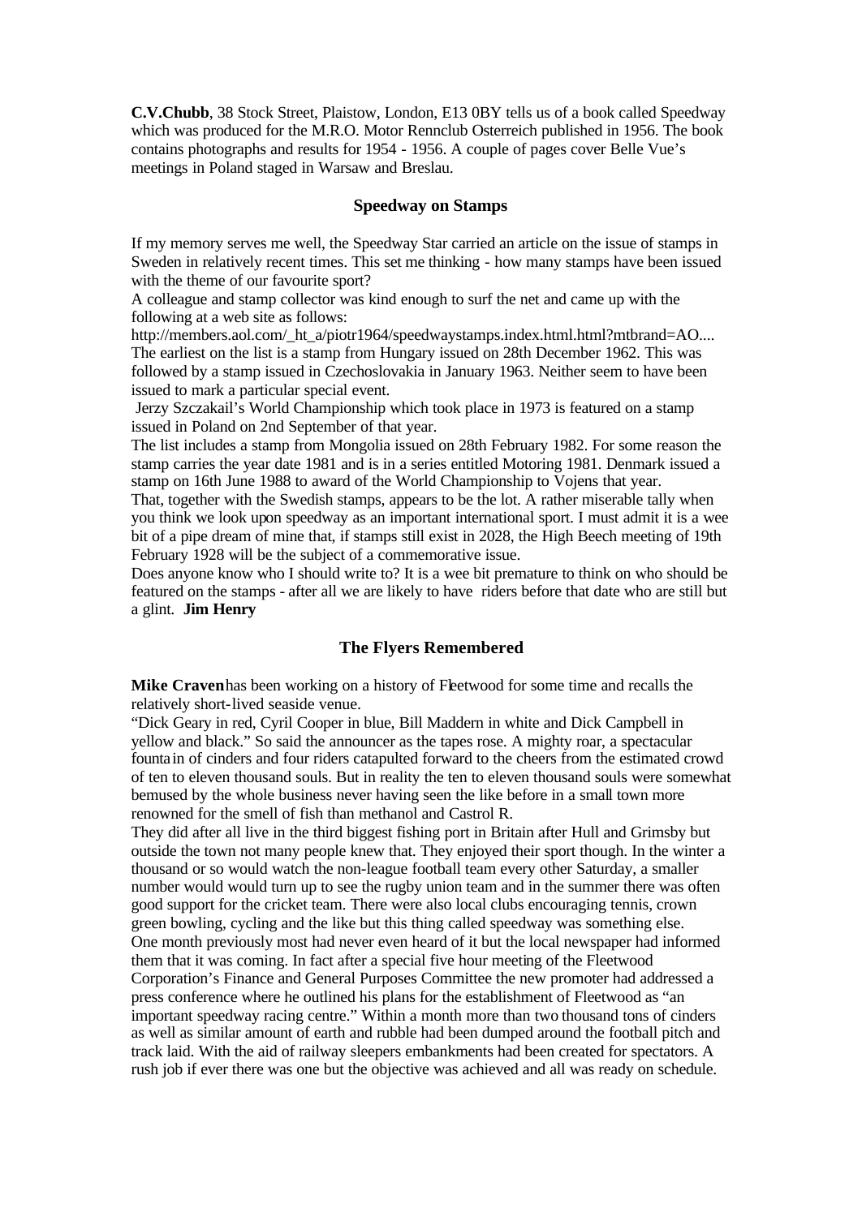**C.V.Chubb**, 38 Stock Street, Plaistow, London, E13 0BY tells us of a book called Speedway which was produced for the M.R.O. Motor Rennclub Osterreich published in 1956. The book contains photographs and results for 1954 - 1956. A couple of pages cover Belle Vue's meetings in Poland staged in Warsaw and Breslau.

## Speedway on Stamps

If my memory serves me well, the Speedway Star carried an article on the issue of stamps in Sweden in relatively recent times. This set me thinking - how many stamps have been issued with the theme of our favourite sport?

A colleague and stamp collector was kind enough to surf the net and came up with the following at a web site as follows:

http://members.aol.com/_ht_a/piotr1964/speedwaystamps.index.html.html?mtbrand=AO....

The earliest on the list is a stamp from Hungary issued on 28th December 1962. This was followed by a stamp issued in Czechoslovakia in January 1963. Neither seem to have been issued to mark a particular special event.

Jerzy Szczakail's World Championship which took place in 1973 is featured on a stamp issued in Poland on 2nd September of that year.

The list includes a stamp from Mongolia issued on 28th February 1982. For some reason the stamp carries the year date 1981 and is in a series entitled Motoring 1981. Denmark issued a stamp on 16th June 1988 to award of the World Championship to Vojens that year.

That, together with the Swedish stamps, appears to be the lot. A rather miserable tally when you think we look upon speedway as an important international sport. I must admit it is a wee bit of a pipe dream of mine that, if stamps still exist in 2028, the High Beech meeting of 19th February 1928 will be the subject of a commemorative issue.

Does anyone know who I should write to? It is a wee bit premature to think on who should be featured on the stamps - after all we are likely to have riders before that date who are still but a glint. **Jim Henry**

## The Flyers Remembered

**Mike Craven** has been working on a history of Fleetwood for some time and recalls the relatively short-lived seaside venue.

"Dick Geary in red, Cyril Cooper in blue, Bill Maddern in white and Dick Campbell in yellow and black." So said the announcer as the tapes rose. A mighty roar, a spectacular fountain of cinders and four riders catapulted forward to the cheers from the estimated crowd of ten to eleven thousand souls. But in reality the ten to eleven thousand souls were somewhat bemused by the whole business never having seen the like before in a small town more renowned for the smell of fish than methanol and Castrol R.

They did after all live in the third biggest fishing port in Britain after Hull and Grimsby but outside the town not many people knew that. They enjoyed their sport though. In the winter a thousand or so would watch the non-league football team every other Saturday, a smaller number would would turn up to see the rugby union team and in the summer there was often good support for the cricket team. There were also local clubs encouraging tennis, crown green bowling, cycling and the like but this thing called speedway was something else.

One month previously most had never even heard of it but the local newspaper had informed them that it was coming. In fact after a special five hour meeting of the Fleetwood Corporation's Finance and General Purposes Committee the new promoter had addressed a press conference where he outlined his plans for the establishment of Fleetwood as "an important speedway racing centre." Within a month more than two thousand tons of cinders as well as similar amount of earth and rubble had been dumped around the football pitch and track laid. With the aid of railway sleepers embankments had been created for spectators. A rush job if ever there was one but the objective was achieved and all was ready on schedule.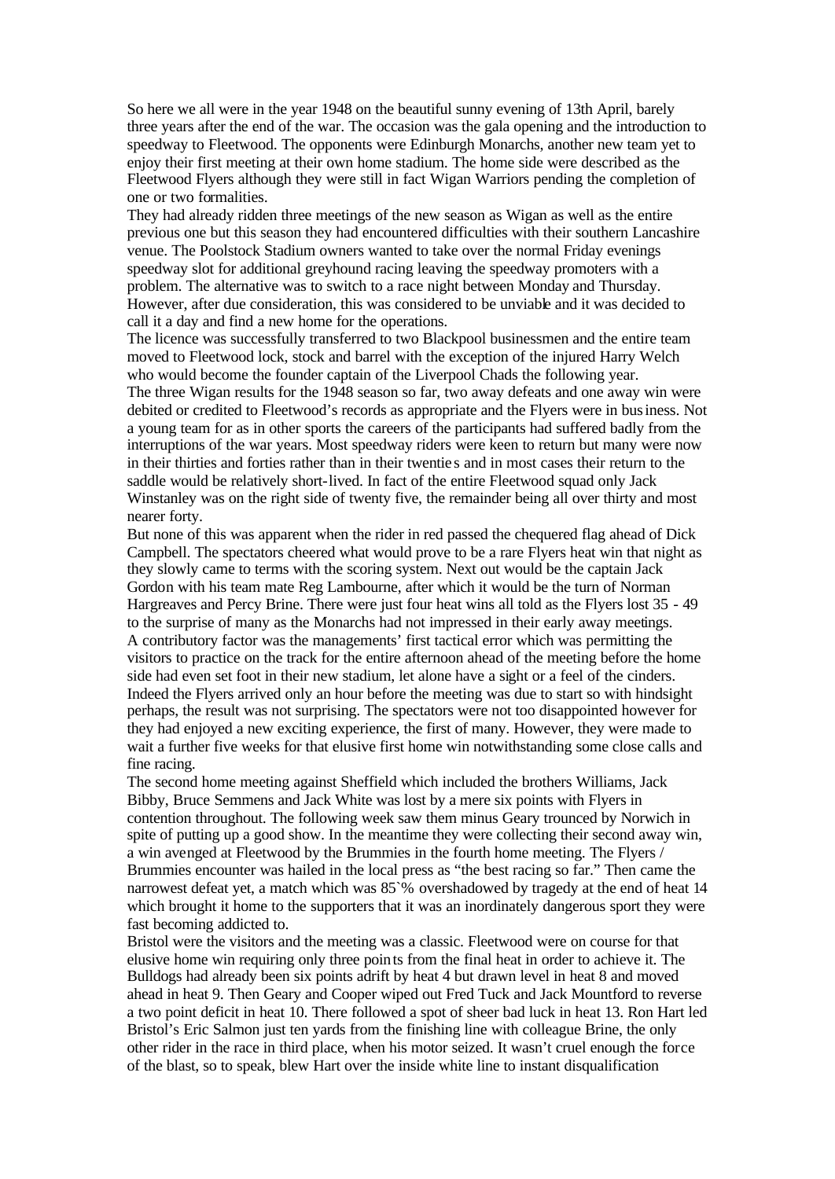So here we all were in the year 1948 on the beautiful sunny evening of 13th April, barely three years after the end of the war. The occasion was the gala opening and the introduction to speedway to Fleetwood. The opponents were Edinburgh Monarchs, another new team yet to enjoy their first meeting at their own home stadium. The home side were described as the Fleetwood Flyers although they were still in fact Wigan Warriors pending the completion of one or two formalities.

They had already ridden three meetings of the new season as Wigan as well as the entire previous one but this season they had encountered difficulties with their southern Lancashire venue. The Poolstock Stadium owners wanted to take over the normal Friday evenings speedway slot for additional greyhound racing leaving the speedway promoters with a problem. The alternative was to switch to a race night between Monday and Thursday. However, after due consideration, this was considered to be unviable and it was decided to call it a day and find a new home for the operations.

The licence was successfully transferred to two Blackpool businessmen and the entire team moved to Fleetwood lock, stock and barrel with the exception of the injured Harry Welch who would become the founder captain of the Liverpool Chads the following year.

The three Wigan results for the 1948 season so far, two away defeats and one away win were debited or credited to Fleetwood's records as appropriate and the Flyers were in business. Not a young team for as in other sports the careers of the participants had suffered badly from the interruptions of the war years. Most speedway riders were keen to return but many were now in their thirties and forties rather than in their twenties and in most cases their return to the saddle would be relatively short-lived. In fact of the entire Fleetwood squad only Jack Winstanley was on the right side of twenty five, the remainder being all over thirty and most nearer forty.

But none of this was apparent when the rider in red passed the chequered flag ahead of Dick Campbell. The spectators cheered what would prove to be a rare Flyers heat win that night as they slowly came to terms with the scoring system. Next out would be the captain Jack Gordon with his team mate Reg Lambourne, after which it would be the turn of Norman Hargreaves and Percy Brine. There were just four heat wins all told as the Flyers lost 35 - 49 to the surprise of many as the Monarchs had not impressed in their early away meetings.

A contributory factor was the managements' first tactical error which was permitting the visitors to practice on the track for the entire afternoon ahead of the meeting before the home side had even set foot in their new stadium, let alone have a sight or a feel of the cinders. Indeed the Flyers arrived only an hour before the meeting was due to start so with hindsight perhaps, the result was not surprising. The spectators were not too disappointed however for they had enjoyed a new exciting experience, the first of many. However, they were made to wait a further five weeks for that elusive first home win notwithstanding some close calls and fine racing.

The second home meeting against Sheffield which included the brothers Williams, Jack Bibby, Bruce Semmens and Jack White was lost by a mere six points with Flyers in contention throughout. The following week saw them minus Geary trounced by Norwich in spite of putting up a good show. In the meantime they were collecting their second away win, a win avenged at Fleetwood by the Brummies in the fourth home meeting. The Flyers / Brummies encounter was hailed in the local press as "the best racing so far." Then came the narrowest defeat yet, a match which was 85`% overshadowed by tragedy at the end of heat 14 which brought it home to the supporters that it was an inordinately dangerous sport they were fast becoming addicted to.

Bristol were the visitors and the meeting was a classic. Fleetwood were on course for that elusive home win requiring only three points from the final heat in order to achieve it. The Bulldogs had already been six points adrift by heat 4 but drawn level in heat 8 and moved ahead in heat 9. Then Geary and Cooper wiped out Fred Tuck and Jack Mountford to reverse a two point deficit in heat 10. There followed a spot of sheer bad luck in heat 13. Ron Hart led Bristol's Eric Salmon just ten yards from the finishing line with colleague Brine, the only other rider in the race in third place, when his motor seized. It wasn't cruel enough the force of the blast, so to speak, blew Hart over the inside white line to instant disqualification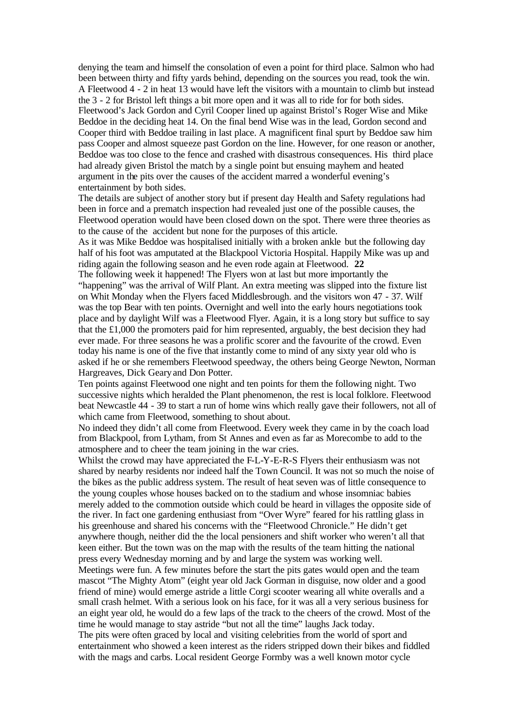denying the team and himself the consolation of even a point for third place. Salmon who had been between thirty and fifty yards behind, depending on the sources you read, took the win. A Fleetwood 4 - 2 in heat 13 would have left the visitors with a mountain to climb but instead the 3 - 2 for Bristol left things a bit more open and it was all to ride for for both sides. Fleetwood's Jack Gordon and Cyril Cooper lined up against Bristol's Roger Wise and Mike Beddoe in the deciding heat 14. On the final bend Wise was in the lead, Gordon second and Cooper third with Beddoe trailing in last place. A magnificent final spurt by Beddoe saw him pass Cooper and almost squeeze past Gordon on the line. However, for one reason or another, Beddoe was too close to the fence and crashed with disastrous consequences. His third place had already given Bristol the match by a single point but ensuing mayhem and heated argument in the pits over the causes of the accident marred a wonderful evening's entertainment by both sides.

The details are subject of another story but if present day Health and Safety regulations had been in force and a prematch inspection had revealed just one of the possible causes, the Fleetwood operation would have been closed down on the spot. There were three theories as to the cause of the accident but none for the purposes of this article.

As it was Mike Beddoe was hospitalised initially with a broken ankle but the following day half of his foot was amputated at the Blackpool Victoria Hospital. Happily Mike was up and riding again the following season and he even rode again at Fleetwood. **22**

The following week it happened! The Flyers won at last but more importantly the "happening" was the arrival of Wilf Plant. An extra meeting was slipped into the fixture list on Whit Monday when the Flyers faced Middlesbrough. and the visitors won 47 - 37. Wilf was the top Bear with ten points. Overnight and well into the early hours negotiations took place and by daylight Wilf was a Fleetwood Flyer. Again, it is a long story but suffice to say that the £1,000 the promoters paid for him represented, arguably, the best decision they had ever made. For three seasons he was a prolific scorer and the favourite of the crowd. Even today his name is one of the five that instantly come to mind of any sixty year old who is asked if he or she remembers Fleetwood speedway, the others being George Newton, Norman Hargreaves, Dick Geary and Don Potter.

Ten points against Fleetwood one night and ten points for them the following night. Two successive nights which heralded the Plant phenomenon, the rest is local folklore. Fleetwood beat Newcastle 44 - 39 to start a run of home wins which really gave their followers, not all of which came from Fleetwood, something to shout about.

No indeed they didn't all come from Fleetwood. Every week they came in by the coach load from Blackpool, from Lytham, from St Annes and even as far as Morecambe to add to the atmosphere and to cheer the team joining in the war cries.

Whilst the crowd may have appreciated the F-L-Y-E-R-S Flyers their enthusiasm was not shared by nearby residents nor indeed half the Town Council. It was not so much the noise of the bikes as the public address system. The result of heat seven was of little consequence to the young couples whose houses backed on to the stadium and whose insomniac babies merely added to the commotion outside which could be heard in villages the opposite side of the river. In fact one gardening enthusiast from "Over Wyre" feared for his rattling glass in his greenhouse and shared his concerns with the "Fleetwood Chronicle." He didn't get anywhere though, neither did the the local pensioners and shift worker who weren't all that keen either. But the town was on the map with the results of the team hitting the national press every Wednesday morning and by and large the system was working well.

Meetings were fun. A few minutes before the start the pits gates would open and the team mascot "The Mighty Atom" (eight year old Jack Gorman in disguise, now older and a good friend of mine) would emerge astride a little Corgi scooter wearing all white overalls and a small crash helmet. With a serious look on his face, for it was all a very serious business for an eight year old, he would do a few laps of the track to the cheers of the crowd. Most of the time he would manage to stay astride "but not all the time" laughs Jack today.

The pits were often graced by local and visiting celebrities from the world of sport and entertainment who showed a keen interest as the riders stripped down their bikes and fiddled with the mags and carbs. Local resident George Formby was a well known motor cycle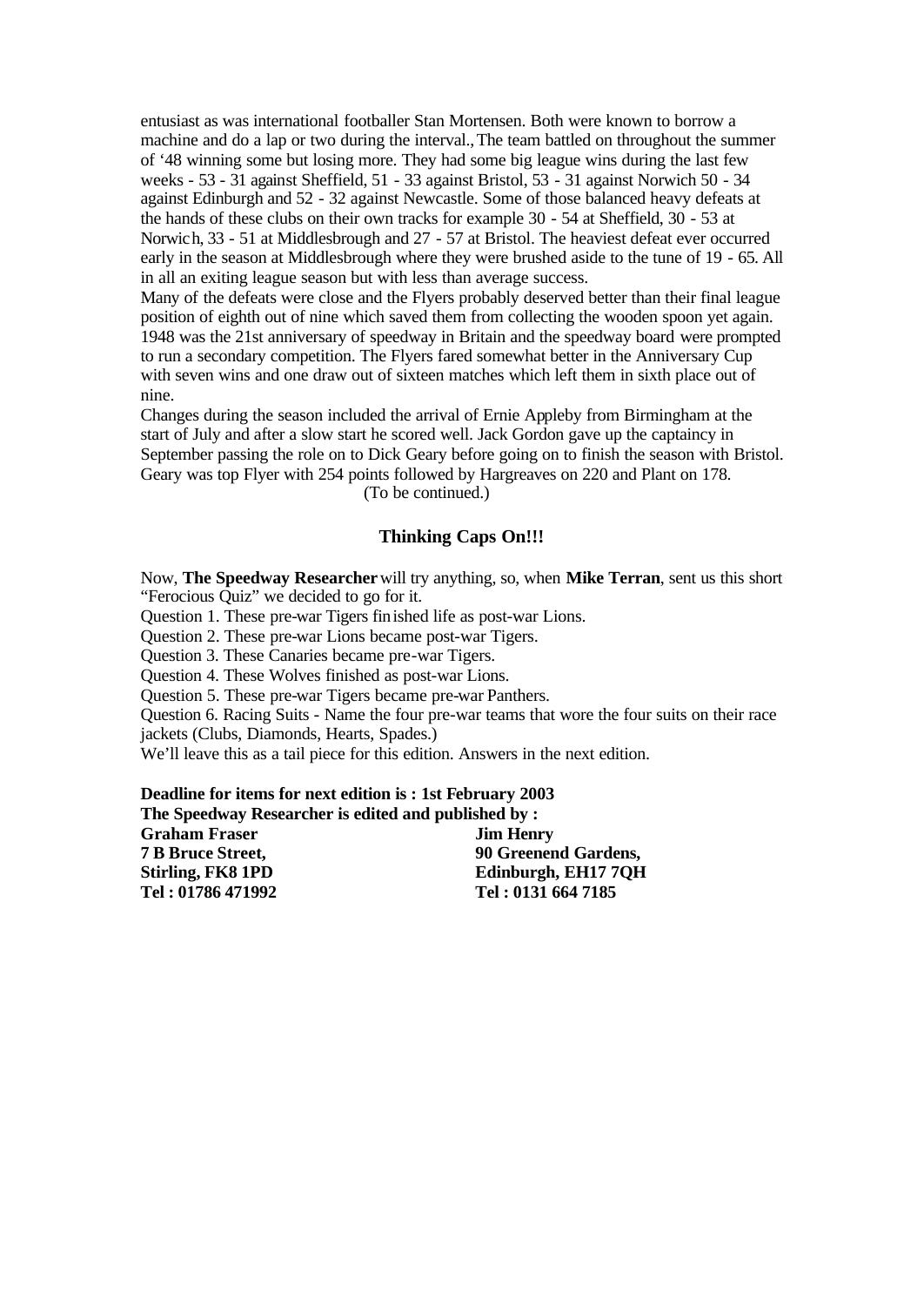entusiast as was international footballer Stan Mortensen. Both were known to borrow a machine and do a lap or two during the interval., The team battled on throughout the summer of '48 winning some but losing more. They had some big league wins during the last few weeks - 53 - 31 against Sheffield, 51 - 33 against Bristol, 53 - 31 against Norwich 50 - 34 against Edinburgh and 52 - 32 against Newcastle. Some of those balanced heavy defeats at the hands of these clubs on their own tracks for example 30 - 54 at Sheffield, 30 - 53 at Norwich, 33 - 51 at Middlesbrough and 27 - 57 at Bristol. The heaviest defeat ever occurred early in the season at Middlesbrough where they were brushed aside to the tune of 19 - 65. All in all an exiting league season but with less than average success.

Many of the defeats were close and the Flyers probably deserved better than their final league position of eighth out of nine which saved them from collecting the wooden spoon yet again. 1948 was the 21st anniversary of speedway in Britain and the speedway board were prompted to run a secondary competition. The Flyers fared somewhat better in the Anniversary Cup with seven wins and one draw out of sixteen matches which left them in sixth place out of nine.

Changes during the season included the arrival of Ernie Appleby from Birmingham at the start of July and after a slow start he scored well. Jack Gordon gave up the captaincy in September passing the role on to Dick Geary before going on to finish the season with Bristol. Geary was top Flyer with 254 points followed by Hargreaves on 220 and Plant on 178.

(To be continued.)

## Thinking Caps On!!!

Now, **The Speedway Researcher** will try anything, so, when **Mike Terran**, sent us this short "Ferocious Quiz" we decided to go for it.

Question 1. These pre-war Tigers finished life as post-war Lions.

Question 2. These pre-war Lions became post-war Tigers.

Question 3. These Canaries became pre-war Tigers.

Question 4. These Wolves finished as post-war Lions.

Question 5. These pre-war Tigers became pre-war Panthers.

Question 6. Racing Suits - Name the four pre-war teams that wore the four suits on their race jackets (Clubs, Diamonds, Hearts, Spades.)

We'll leave this as a tail piece for this edition. Answers in the next edition.

**Deadline for items for next edition is : 1st February 2003**

**The Speedway Researcher is edited and published by :**

| | |
|---|---|
| **Graham Fraser** | **Jim Henry** |
| **7 B Bruce Street,** | **90 Greenend Gardens,** |
| **Stirling, FK8 1PD** | **Edinburgh, EH17 7QH** |
| **Tel : 01786 471992** | **Tel : 0131 664 7185** |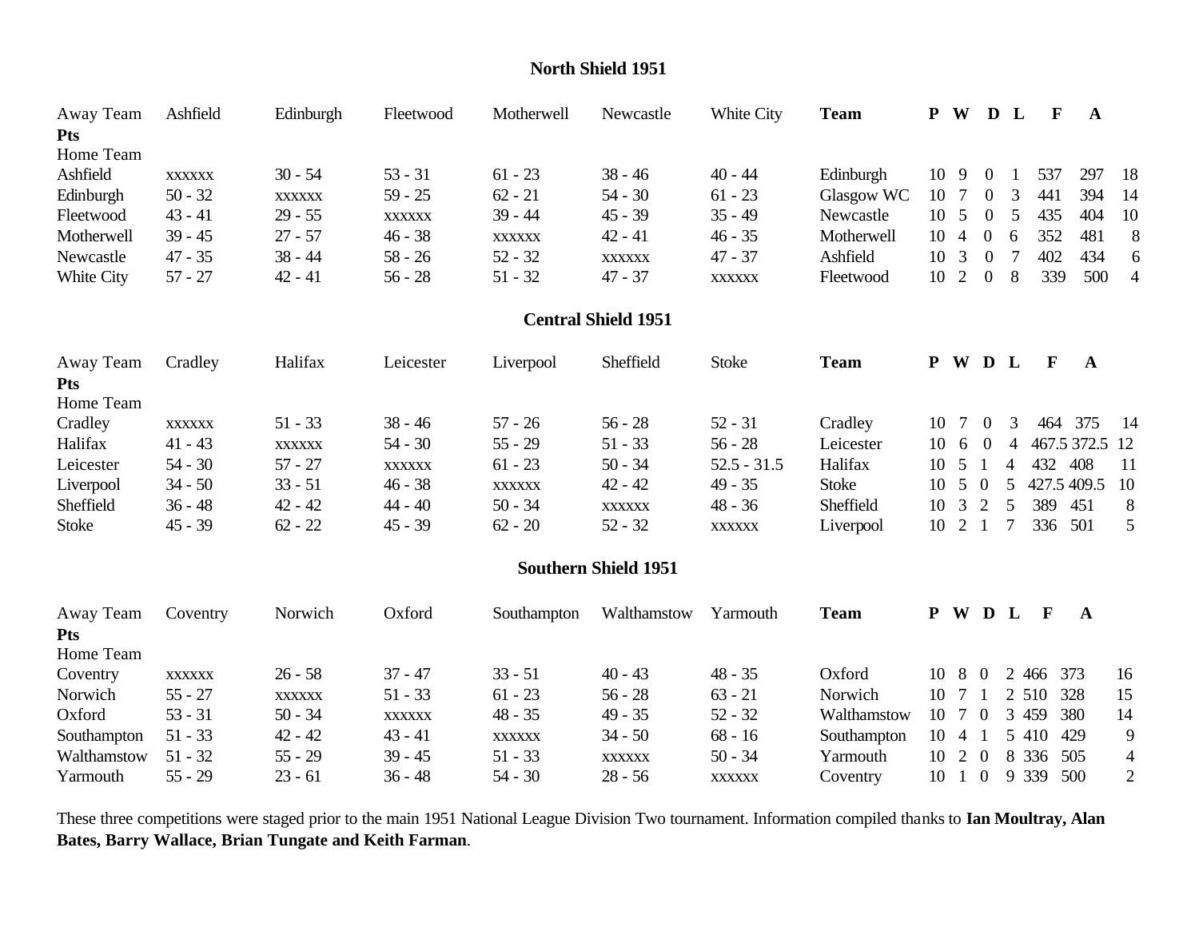## North Shield 1951

| Away Team<br>Home Team | Ashfield | Edinburgh | Fleetwood | Motherwell | Newcastle | White City | Team | P | W | D | L | F | A | Pts |
|---|---|---|---|---|---|---|---|---|---|---|---|---|---|---|
| Ashfield | xxxxxx | 30 - 54 | 53 - 31 | 61 - 23 | 38 - 46 | 40 - 44 | Edinburgh | 10 | 9 | 0 | 1 | 537 | 297 | 18 |
| Edinburgh | 50 - 32 | xxxxxx | 59 - 25 | 62 - 21 | 54 - 30 | 61 - 23 | Glasgow WC | 10 | 7 | 0 | 3 | 441 | 394 | 14 |
| Fleetwood | 43 - 41 | 29 - 55 | xxxxxx | 39 - 44 | 45 - 39 | 35 - 49 | Newcastle | 10 | 5 | 0 | 5 | 435 | 404 | 10 |
| Motherwell | 39 - 45 | 27 - 57 | 46 - 38 | xxxxxx | 42 - 41 | 46 - 35 | Motherwell | 10 | 4 | 0 | 6 | 352 | 481 | 8 |
| Newcastle | 47 - 35 | 38 - 44 | 58 - 26 | 52 - 32 | xxxxxx | 47 - 37 | Ashfield | 10 | 3 | 0 | 7 | 402 | 434 | 6 |
| White City | 57 - 27 | 42 - 41 | 56 - 28 | 51 - 32 | 47 - 37 | xxxxxx | Fleetwood | 10 | 2 | 0 | 8 | 339 | 500 | 4 |

## Central Shield 1951

| Away Team<br>Home Team | Cradley | Halifax | Leicester | Liverpool | Sheffield | Stoke | Team | P | W | D | L | F | A | Pts |
|---|---|---|---|---|---|---|---|---|---|---|---|---|---|---|
| Cradley | xxxxxx | 51 - 33 | 38 - 46 | 57 - 26 | 56 - 28 | 52 - 31 | Cradley | 10 | 7 | 0 | 3 | 464 | 375 | 14 |
| Halifax | 41 - 43 | xxxxxx | 54 - 30 | 55 - 29 | 51 - 33 | 56 - 28 | Leicester | 10 | 6 | 0 | 4 | 467.5 | 372.5 | 12 |
| Leicester | 54 - 30 | 57 - 27 | xxxxxx | 61 - 23 | 50 - 34 | 52.5 - 31.5 | Halifax | 10 | 5 | 1 | 4 | 432 | 408 | 11 |
| Liverpool | 34 - 50 | 33 - 51 | 46 - 38 | xxxxxx | 42 - 42 | 49 - 35 | Stoke | 10 | 5 | 0 | 5 | 427.5 | 409.5 | 10 |
| Sheffield | 36 - 48 | 42 - 42 | 44 - 40 | 50 - 34 | xxxxxx | 48 - 36 | Sheffield | 10 | 3 | 2 | 5 | 389 | 451 | 8 |
| Stoke | 45 - 39 | 62 - 22 | 45 - 39 | 62 - 20 | 52 - 32 | xxxxxx | Liverpool | 10 | 2 | 1 | 7 | 336 | 501 | 5 |

## Southern Shield 1951

| Away Team<br>Home Team | Coventry | Norwich | Oxford | Southampton | Walthamstow | Yarmouth | Team | P | W | D | L | F | A | Pts |
|---|---|---|---|---|---|---|---|---|---|---|---|---|---|---|
| Coventry | xxxxxx | 26 - 58 | 37 - 47 | 33 - 51 | 40 - 43 | 48 - 35 | Oxford | 10 | 8 | 0 | 2 | 466 | 373 | 16 |
| Norwich | 55 - 27 | xxxxxx | 51 - 33 | 61 - 23 | 56 - 28 | 63 - 21 | Norwich | 10 | 7 | 1 | 2 | 510 | 328 | 15 |
| Oxford | 53 - 31 | 50 - 34 | xxxxxx | 48 - 35 | 49 - 35 | 52 - 32 | Walthamstow | 10 | 7 | 0 | 3 | 459 | 380 | 14 |
| Southampton | 51 - 33 | 42 - 42 | 43 - 41 | xxxxxx | 34 - 50 | 68 - 16 | Southampton | 10 | 4 | 1 | 5 | 410 | 429 | 9 |
| Walthamstow | 51 - 32 | 55 - 29 | 39 - 45 | 51 - 33 | xxxxxx | 50 - 34 | Yarmouth | 10 | 2 | 0 | 8 | 336 | 505 | 4 |
| Yarmouth | 55 - 29 | 23 - 61 | 36 - 48 | 54 - 30 | 28 - 56 | xxxxxx | Coventry | 10 | 1 | 0 | 9 | 339 | 500 | 2 |

These three competitions were staged prior to the main 1951 National League Division Two tournament. Information compiled thanks to **Ian Moultray, Alan Bates, Barry Wallace, Brian Tungate and Keith Farman**.